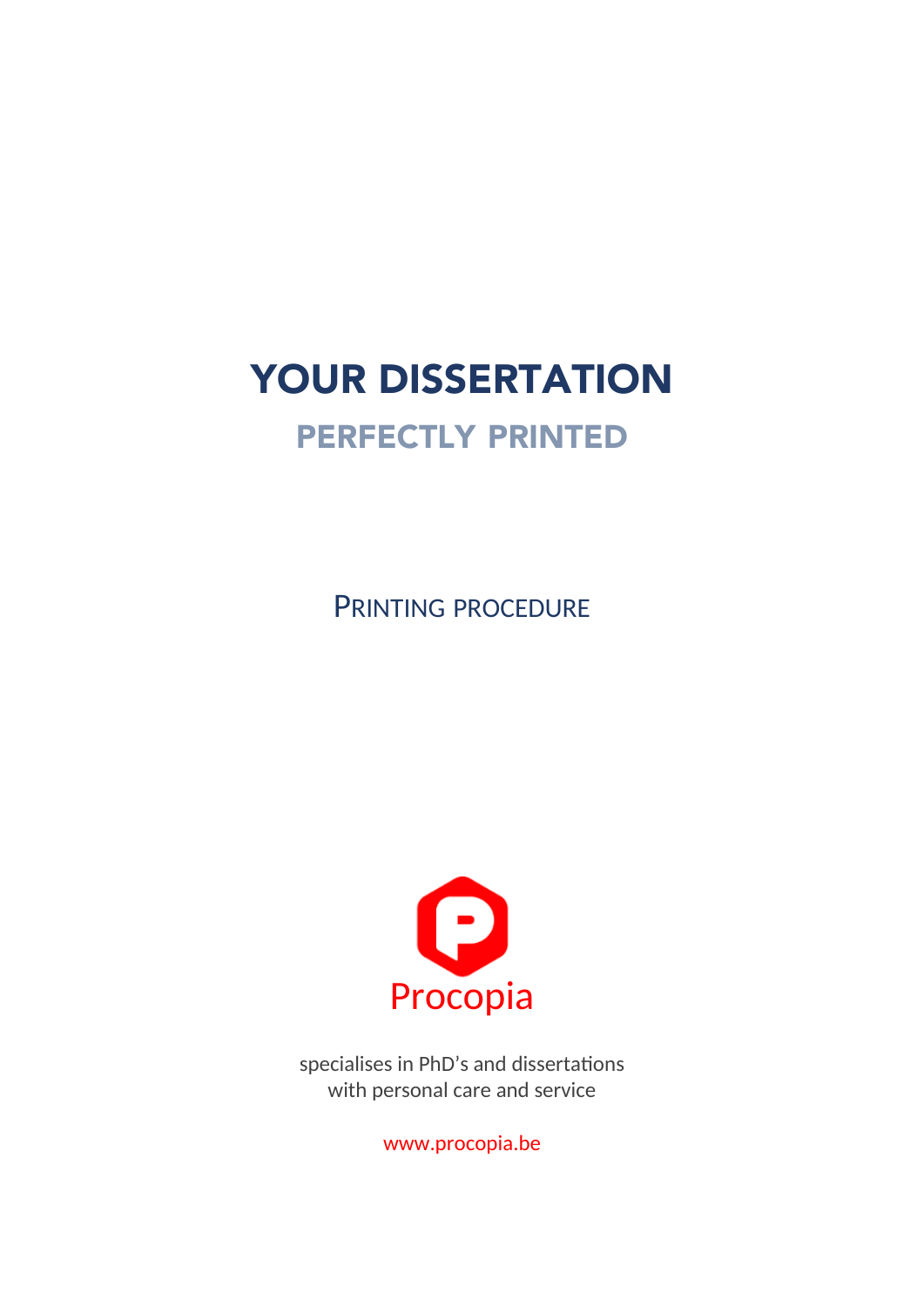# YOUR DISSERTATION

## PERFECTLY PRINTED

PRINTING PROCEDURE

Procopia

specialises in PhD's and dissertations
with personal care and service

www.procopia.be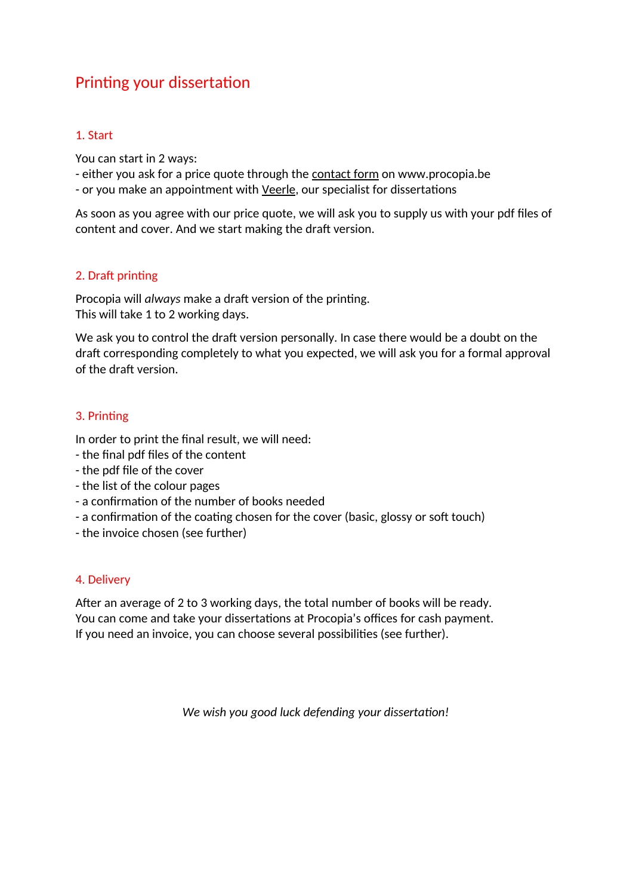# Printing your dissertation

## 1. Start

You can start in 2 ways:
- either you ask for a price quote through the contact form on www.procopia.be
- or you make an appointment with Veerle, our specialist for dissertations

As soon as you agree with our price quote, we will ask you to supply us with your pdf files of content and cover. And we start making the draft version.

## 2. Draft printing

Procopia will *always* make a draft version of the printing.
This will take 1 to 2 working days.

We ask you to control the draft version personally. In case there would be a doubt on the draft corresponding completely to what you expected, we will ask you for a formal approval of the draft version.

## 3. Printing

In order to print the final result, we will need:
- the final pdf files of the content
- the pdf file of the cover
- the list of the colour pages
- a confirmation of the number of books needed
- a confirmation of the coating chosen for the cover (basic, glossy or soft touch)
- the invoice chosen (see further)

## 4. Delivery

After an average of 2 to 3 working days, the total number of books will be ready.
You can come and take your dissertations at Procopia's offices for cash payment.
If you need an invoice, you can choose several possibilities (see further).

*We wish you good luck defending your dissertation!*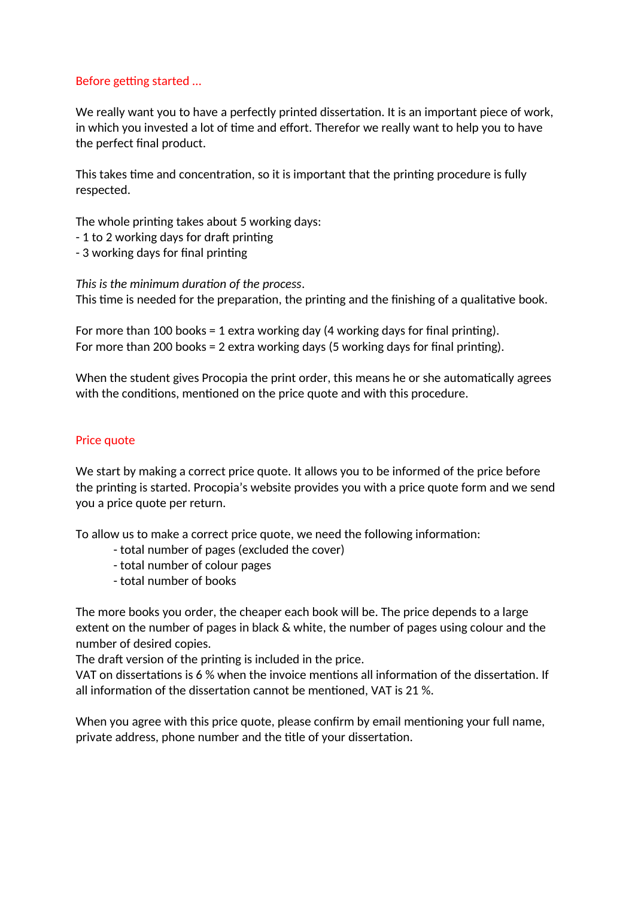## Before getting started …

We really want you to have a perfectly printed dissertation. It is an important piece of work, in which you invested a lot of time and effort. Therefor we really want to help you to have the perfect final product.

This takes time and concentration, so it is important that the printing procedure is fully respected.

The whole printing takes about 5 working days:
- 1 to 2 working days for draft printing
- 3 working days for final printing

*This is the minimum duration of the process*.
This time is needed for the preparation, the printing and the finishing of a qualitative book.

For more than 100 books = 1 extra working day (4 working days for final printing).
For more than 200 books = 2 extra working days (5 working days for final printing).

When the student gives Procopia the print order, this means he or she automatically agrees with the conditions, mentioned on the price quote and with this procedure.

## Price quote

We start by making a correct price quote. It allows you to be informed of the price before the printing is started. Procopia's website provides you with a price quote form and we send you a price quote per return.

To allow us to make a correct price quote, we need the following information:

- total number of pages (excluded the cover)
- total number of colour pages
- total number of books

The more books you order, the cheaper each book will be. The price depends to a large extent on the number of pages in black & white, the number of pages using colour and the number of desired copies.
The draft version of the printing is included in the price.
VAT on dissertations is 6 % when the invoice mentions all information of the dissertation. If all information of the dissertation cannot be mentioned, VAT is 21 %.

When you agree with this price quote, please confirm by email mentioning your full name, private address, phone number and the title of your dissertation.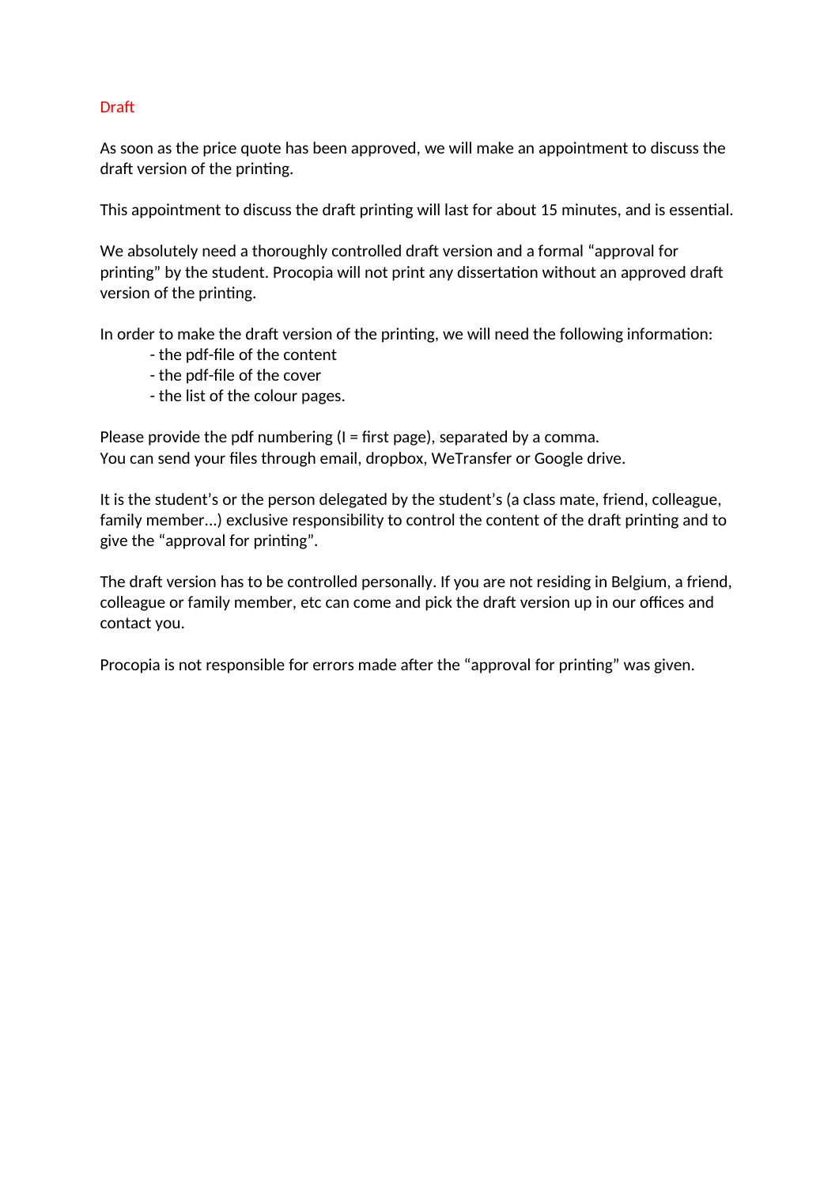## Draft

As soon as the price quote has been approved, we will make an appointment to discuss the draft version of the printing.

This appointment to discuss the draft printing will last for about 15 minutes, and is essential.

We absolutely need a thoroughly controlled draft version and a formal "approval for printing" by the student. Procopia will not print any dissertation without an approved draft version of the printing.

In order to make the draft version of the printing, we will need the following information:

- the pdf-file of the content
- the pdf-file of the cover
- the list of the colour pages.

Please provide the pdf numbering (I = first page), separated by a comma.
You can send your files through email, dropbox, WeTransfer or Google drive.

It is the student's or the person delegated by the student's (a class mate, friend, colleague, family member...) exclusive responsibility to control the content of the draft printing and to give the "approval for printing".

The draft version has to be controlled personally. If you are not residing in Belgium, a friend, colleague or family member, etc can come and pick the draft version up in our offices and contact you.

Procopia is not responsible for errors made after the "approval for printing" was given.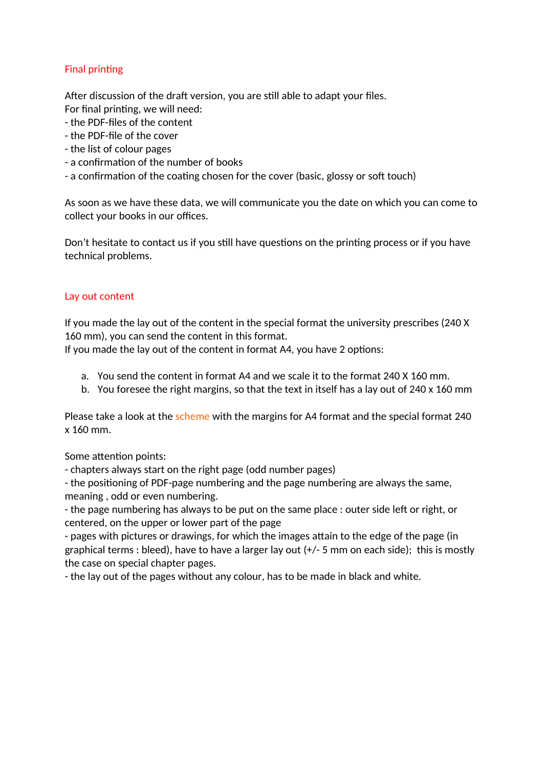## Final printing

After discussion of the draft version, you are still able to adapt your files.
For final printing, we will need:
- the PDF-files of the content
- the PDF-file of the cover
- the list of colour pages
- a confirmation of the number of books
- a confirmation of the coating chosen for the cover (basic, glossy or soft touch)

As soon as we have these data, we will communicate you the date on which you can come to collect your books in our offices.

Don't hesitate to contact us if you still have questions on the printing process or if you have technical problems.

## Lay out content

If you made the lay out of the content in the special format the university prescribes (240 X 160 mm), you can send the content in this format.
If you made the lay out of the content in format A4, you have 2 options:

a. You send the content in format A4 and we scale it to the format 240 X 160 mm.
b. You foresee the right margins, so that the text in itself has a lay out of 240 x 160 mm

Please take a look at the scheme with the margins for A4 format and the special format 240 x 160 mm.

Some attention points:
- chapters always start on the right page (odd number pages)
- the positioning of PDF-page numbering and the page numbering are always the same, meaning , odd or even numbering.
- the page numbering has always to be put on the same place : outer side left or right, or centered, on the upper or lower part of the page
- pages with pictures or drawings, for which the images attain to the edge of the page (in graphical terms : bleed), have to have a larger lay out (+/- 5 mm on each side); this is mostly the case on special chapter pages.
- the lay out of the pages without any colour, has to be made in black and white.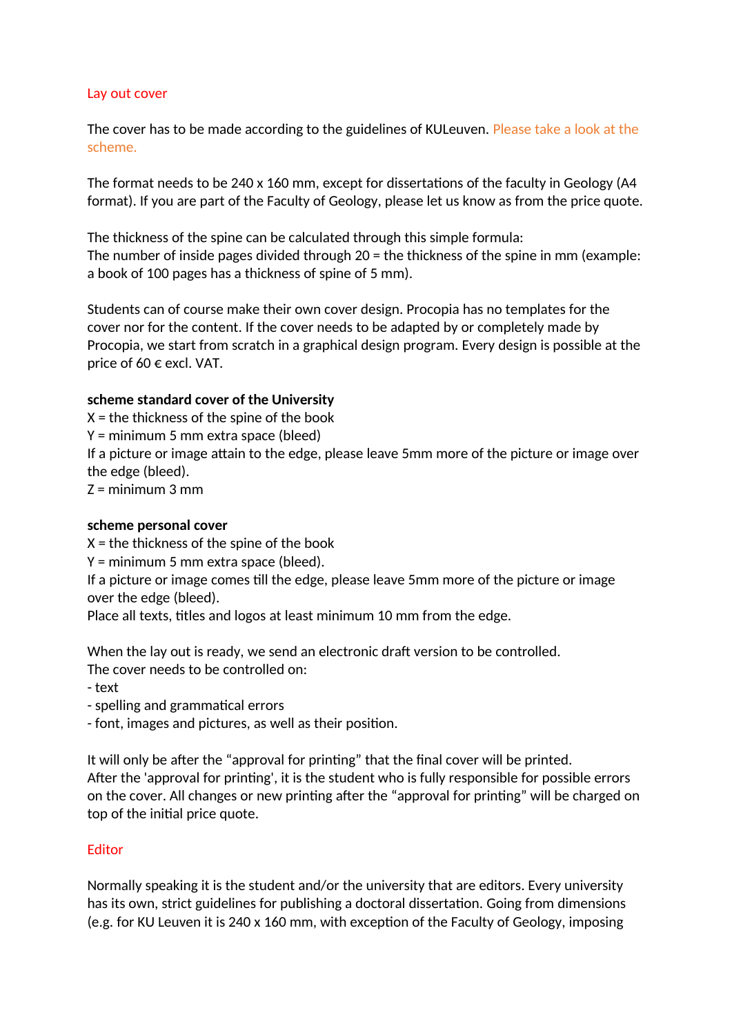## Lay out cover

The cover has to be made according to the guidelines of KULeuven. Please take a look at the scheme.

The format needs to be 240 x 160 mm, except for dissertations of the faculty in Geology (A4 format). If you are part of the Faculty of Geology, please let us know as from the price quote.

The thickness of the spine can be calculated through this simple formula:
The number of inside pages divided through 20 = the thickness of the spine in mm (example: a book of 100 pages has a thickness of spine of 5 mm).

Students can of course make their own cover design. Procopia has no templates for the cover nor for the content. If the cover needs to be adapted by or completely made by Procopia, we start from scratch in a graphical design program. Every design is possible at the price of 60 € excl. VAT.

**scheme standard cover of the University**
X = the thickness of the spine of the book
Y = minimum 5 mm extra space (bleed)
If a picture or image attain to the edge, please leave 5mm more of the picture or image over the edge (bleed).
Z = minimum 3 mm

**scheme personal cover**
X = the thickness of the spine of the book
Y = minimum 5 mm extra space (bleed).
If a picture or image comes till the edge, please leave 5mm more of the picture or image over the edge (bleed).
Place all texts, titles and logos at least minimum 10 mm from the edge.

When the lay out is ready, we send an electronic draft version to be controlled.
The cover needs to be controlled on:
- text
- spelling and grammatical errors
- font, images and pictures, as well as their position.

It will only be after the "approval for printing" that the final cover will be printed.
After the 'approval for printing', it is the student who is fully responsible for possible errors on the cover. All changes or new printing after the "approval for printing" will be charged on top of the initial price quote.

## Editor

Normally speaking it is the student and/or the university that are editors. Every university has its own, strict guidelines for publishing a doctoral dissertation. Going from dimensions (e.g. for KU Leuven it is 240 x 160 mm, with exception of the Faculty of Geology, imposing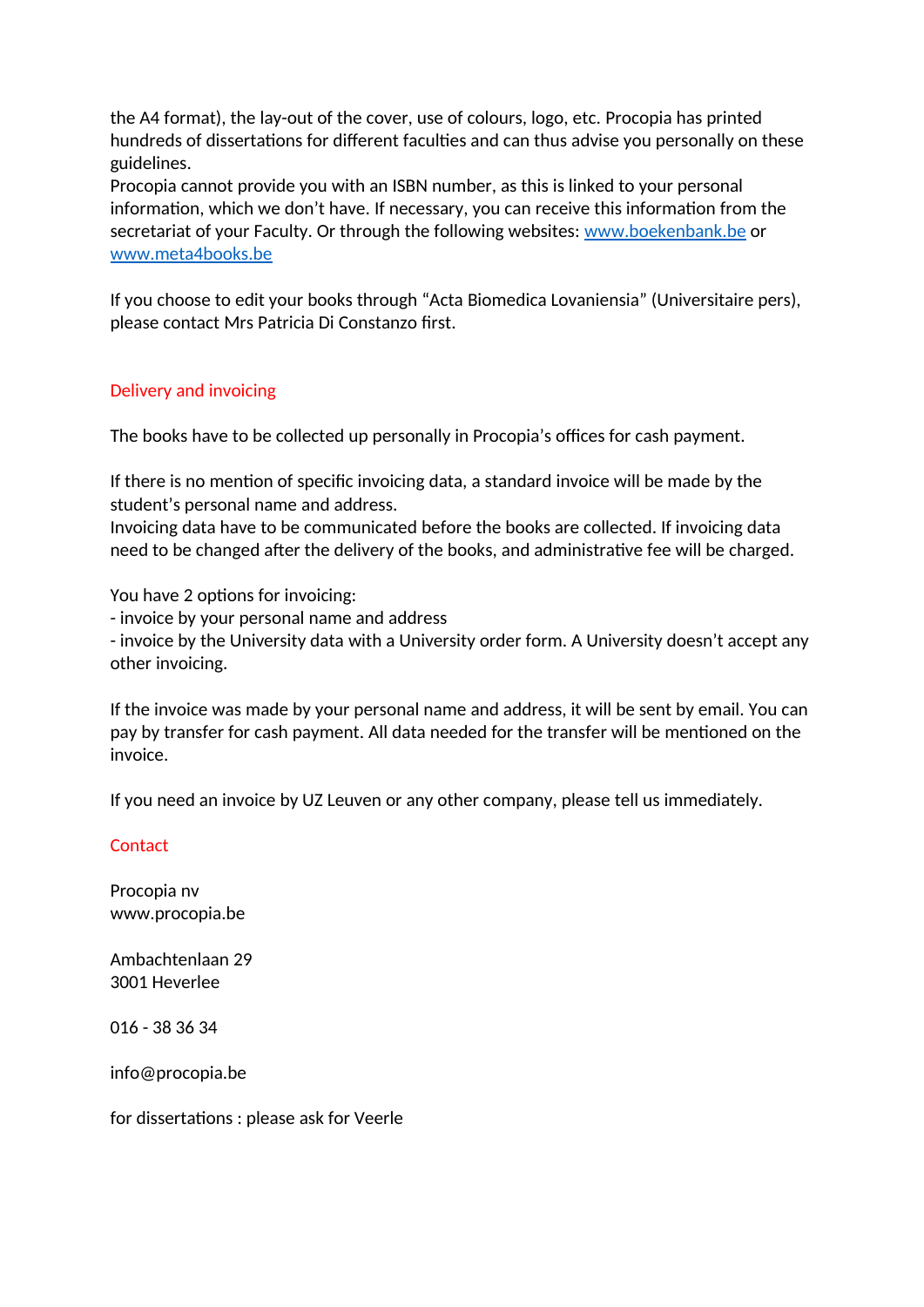the A4 format), the lay-out of the cover, use of colours, logo, etc. Procopia has printed hundreds of dissertations for different faculties and can thus advise you personally on these guidelines.
Procopia cannot provide you with an ISBN number, as this is linked to your personal information, which we don't have. If necessary, you can receive this information from the secretariat of your Faculty. Or through the following websites: [www.boekenbank.be](http://www.boekenbank.be) or [www.meta4books.be](http://www.meta4books.be)

If you choose to edit your books through "Acta Biomedica Lovaniensia" (Universitaire pers), please contact Mrs Patricia Di Constanzo first.

## Delivery and invoicing

The books have to be collected up personally in Procopia's offices for cash payment.

If there is no mention of specific invoicing data, a standard invoice will be made by the student's personal name and address.
Invoicing data have to be communicated before the books are collected. If invoicing data need to be changed after the delivery of the books, and administrative fee will be charged.

You have 2 options for invoicing:
- invoice by your personal name and address
- invoice by the University data with a University order form. A University doesn't accept any other invoicing.

If the invoice was made by your personal name and address, it will be sent by email. You can pay by transfer for cash payment. All data needed for the transfer will be mentioned on the invoice.

If you need an invoice by UZ Leuven or any other company, please tell us immediately.

## Contact

Procopia nv
www.procopia.be

Ambachtenlaan 29
3001 Heverlee

016 - 38 36 34

info@procopia.be

for dissertations : please ask for Veerle